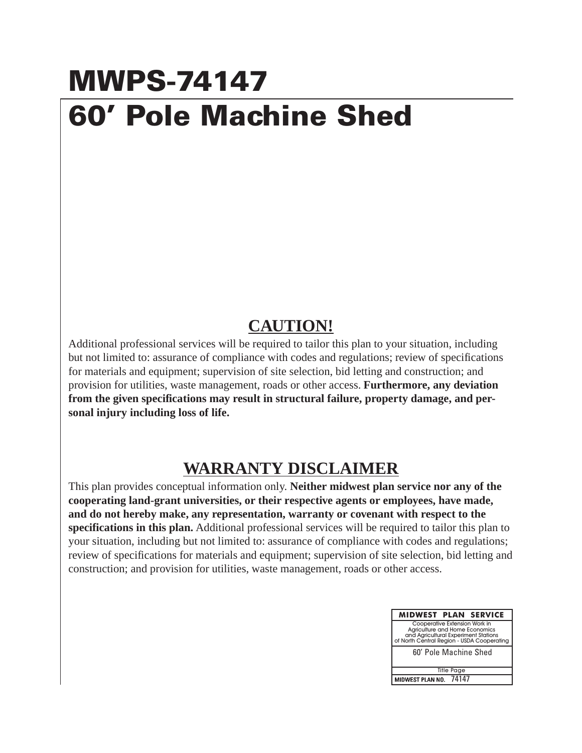# MWPS-74147

# 60′ Pole Machine Shed

## CAUTION!

Additional professional services will be required to tailor this plan to your situation, including but not limited to: assurance of compliance with codes and regulations; review of specifications for materials and equipment; supervision of site selection, bid letting and construction; and provision for utilities, waste management, roads or other access. **Furthermore, any deviation from the given specifications may result in structural failure, property damage, and personal injury including loss of life.**

## WARRANTY DISCLAIMER

This plan provides conceptual information only. **Neither midwest plan service nor any of the cooperating land-grant universities, or their respective agents or employees, have made, and do not hereby make, any representation, warranty or covenant with respect to the specifications in this plan.** Additional professional services will be required to tailor this plan to your situation, including but not limited to: assurance of compliance with codes and regulations; review of specifications for materials and equipment; supervision of site selection, bid letting and construction; and provision for utilities, waste management, roads or other access.

| MIDWEST PLAN SERVICE |
| --- |
| Cooperative Extension Work in Agriculture and Home Economics and Agricultural Experiment Stations of North Central Region - USDA Cooperating |
| 60′ Pole Machine Shed |
| Title Page |
| MIDWEST PLAN NO. 74147 |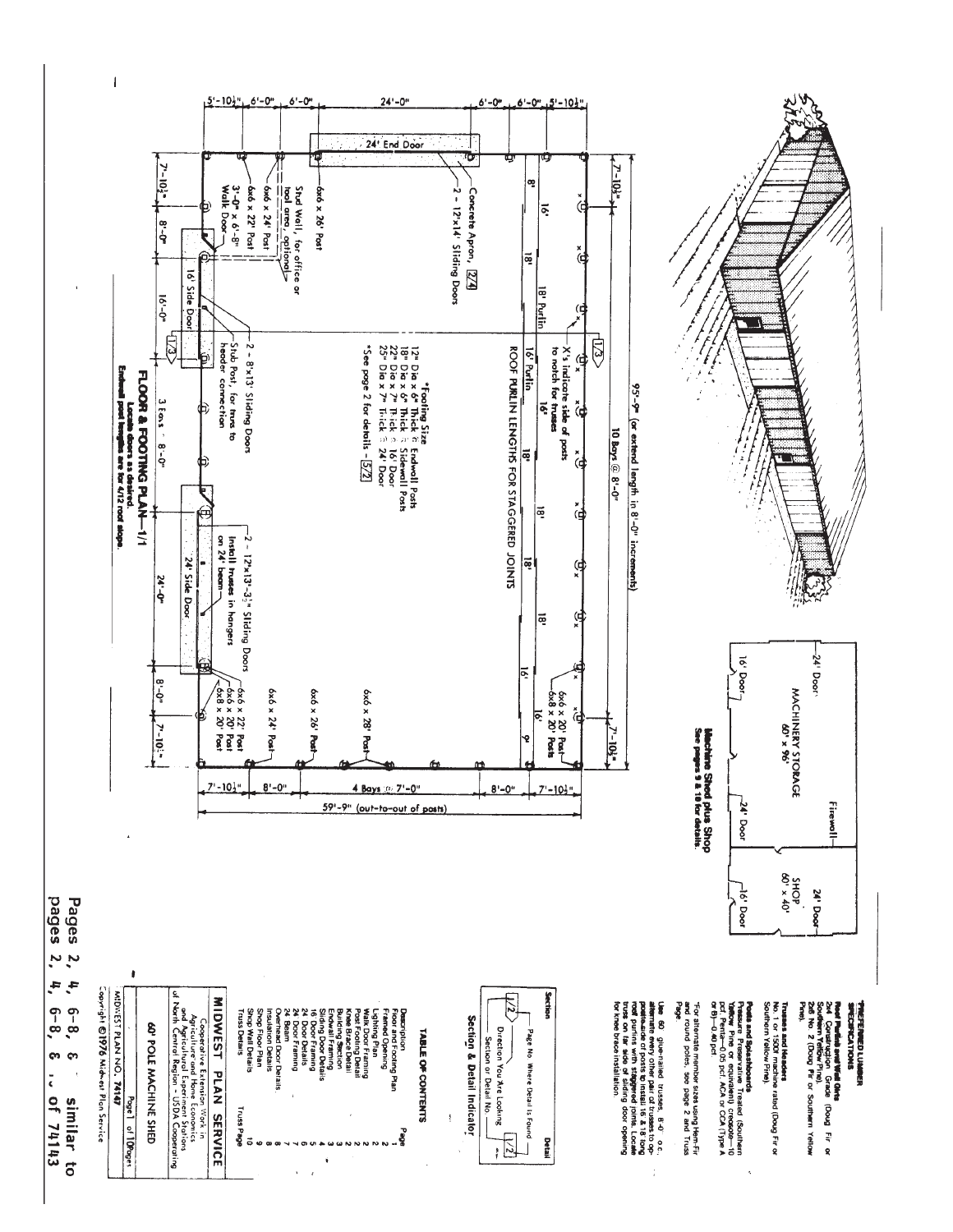## PREFERRED LUMBER SPECIFICATIONS

**Roof Purlins and Wall Girts**
2x4 Construction Grade (Doug Fir or Southern Yellow Pine).
2x6 No. 2 (Doug Fir or Southern Yellow Pine).

**Trusses and Headers**
No. 1 or 1500f machine rated (Doug Fir or Southern Yellow Pine).

**Posts and Splashboards**
Pressure Preservative Treated (Southern Yellow Pine or equivalent) creosote—10 pcf, Penta—0.05 pcf, ACA or CCA (Type A or B)—0.40 pcf

*For alternate member sizes using Hem-Fir and round poles, see page 2 and Truss Page

Use 60' glue-nailed trusses, 8'-0" o.c.; alternate every other pair of trusses to opposite side of posts to install 16' & 18' long roof purlins with staggered joints. Locate truss on far side of sliding door opening for knee brace installation.

## Section & Detail Indicator

- Section
- Detail
- Page No. Where Detail Is Found
- Direction You Are Looking
- Section or Detail No.

## TABLE OF CONTENTS

| Description | Page |
|---|---|
| Floor and Footing Plan | 1 |
| Framed Opening | 2 |
| Lighting Plan | 2 |
| Walk Door Framing | 2 |
| Post Footing Detail | 2 |
| Knee Brace Detail | 2 |
| Building Section | 3 |
| Endwall Framing | 4 |
| Sliding Door Details | 5 |
| 16' Door Framing | 5 |
| 24' Door Details | 6 |
| 24' Door Framing | 6 |
| 24' Beam Details | 7 |
| Overhead Door Details | 8 |
| Insulation Details | 8 |
| Shop Floor Plan | 9 |
| Shop Wall Details | 10 |
| Truss Details | Truss Page |

## MIDWEST PLAN SERVICE

Cooperative Extension Work in Agriculture and Home Economics and Agricultural Experiment Stations of North Central Region - USDA Cooperating

**60' POLE MACHINE SHED**

Page 1 of 10 Pages

MIDWEST PLAN NO. 74147

Copyright ©1976 Midwest Plan Service

Pages 2, 4, 6-8, & ... similar to pages 2, 4, 6-8, & ... of 74143

## Machine Shed plus Shop

See pages 9 & 10 for details.

MACHINERY STORAGE 60' x 96' — 24' Door, 16' Door, 24' Door — Firewall — SHOP 60' x 40' — 24' Door, 16' Door

## FLOOR & FOOTING PLAN—1/1

Locate doors as desired.
Endwall post lengths are for 4/12 roof slope.

Dimensions: 5'-10½", 6'-0", 6'-0", 24'-0", 6'-0", 6'-0", 5'-10½" (endwall); 95'-9" (or extend length in 8'-0" increments); 10 Bays @ 8'-0"; 7'-10½", 8'-0", 16'-0", 3 Bays @ 8'-0", 24'-0", 8'-0", 7'-10½"; 7'-10½", 8'-0", 4 Bays @ 7'-0", 8'-0", 7'-10½"; 59'-9" (out-to-out of posts)

Labels:
- 24' End Door
- Concrete Apron, 2/4
- 2 - 12'x14' Sliding Doors
- 6x6 x 26' Post
- Stud Wall, for office or tool area, optional
- 6x6 x 24' Post
- 6x6 x 22' Post
- 3'-0" x 6'-8" Walk Door
- 16' Side Door
- 2 - 8'x13' Sliding Doors
- Stub Post, for truss to header connection
- 2 - 12'x13'-3½" Sliding Doors
- Install trusses in hangers on 24' beam
- 24' Side Door
- 6x6 x 22' Post
- 6x6 x 20' Post
- 6x8 x 20' Post
- 6x6 x 24' Post
- 6x6 x 26' Post
- 6x6 x 28' Post
- 6x6 x 20' Post
- 6x8 x 20' Posts
- X's indicate side of posts to notch for trusses
- 18' Purlin
- 16' Purlin

**ROOF PURLIN LENGTHS FOR STAGGERED JOINTS**

8', 16', 18', 16', 18', 18', 18', 18', 16', 16', 8'

*Footing Size
- 12" Dia x 6" Thick @ Endwall Posts
- 18" Dia x 6" Thick @ Sidewall Posts
- 22" Dia x 7" Thick @ 16' Door
- 25" Dia x 7" Thick @ 24' Door

*See page 2 for details - 5/2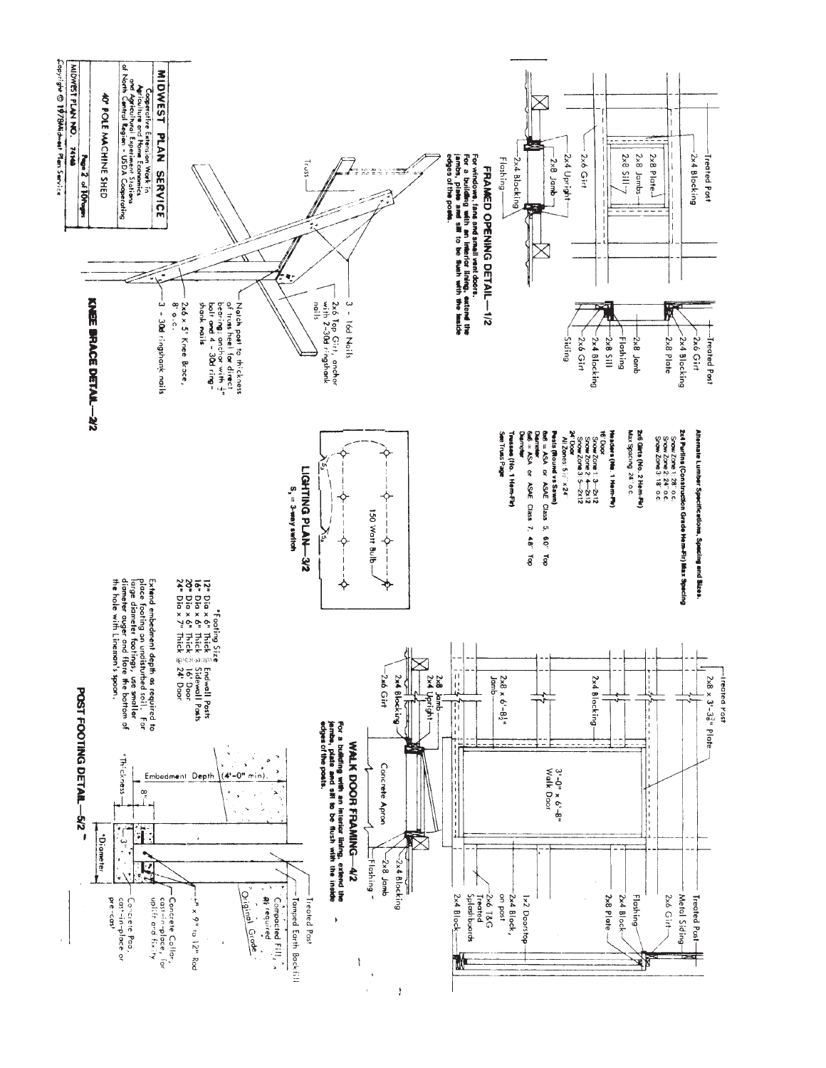## FRAMED OPENING DETAIL—1/2

For windows, fans and small vent doors. For a building with an interior lining, extend the jambs, plate and sill to be flush with the inside edges of the posts.

Treated Post
2x4 Blocking
2x8 Plate
2x8 Jambs
2x8 Sill
2x6 Girt
2x4 Upright
2x8 Jamb
2x4 Blocking
Flashing

Treated Post
2x6 Girt
2x4 Blocking
2x8 Plate
2x8 Jamb
Flashing
2x8 Sill
2x4 Blocking
2x6 Girt
Siding

## KNEE BRACE DETAIL—2/2

Truss
3 - 16d Nails
2x6 Top Girt, anchor with 2-30d ringshank nails
Notch post to thickness of truss heel for direct bearing; anchor with ½" bolt and 4 - 30d ring-shank nails
2x6 x 5' Knee Brace, 8' o.c.
3 - 30d ringshank nails

**Alternate Lumber Specifications, Spacing and Sizes.**

**2x4 Purlins (Construction Grade Hem-Fir) Max Spacing**
- Snow Zone 1: 28" o.c.
- Snow Zone 2: 24" o.c.
- Snow Zone 3: 18" o.c.

**2x6 Girts (No. 2 Hem-Fir)**
- Max Spacing 24" o.c.

**Headers (No. 1 Hem-Fir)**
- 16' Door
  - Snow Zone 1: 3—2x12
  - Snow Zone 2: 4—2x12
  - Snow Zone 3: 5—2x12
- 24' Door
  - All Zones 5⅛"x24"

**Posts (Round vs Sawn)**
- 6x6 = ASA or ASAE Class 5, 60" Top Diameter
- 6x8 = ASA or ASAE Class 7, 48" Top Diameter

**Trusses (No. 1 Hem-Fir)**
- See Truss Page

## LIGHTING PLAN—3/2

150 Watt Bulb

$S_3$ = 3-way switch

## WALK DOOR FRAMING—4/2

For a building with an interior lining, extend the jambs, plate and sill to be flush with the inside edges of the posts.

Treated Post
2x8 x 3'-3⅜" Plate
2x4 Blocking
2x8 x 6'-8½" Jamb
2x8 Jamb
2x4 Upright
2x4 Blocking
2x6 Girt
3'-0" x 6'-8" Walk Door
Concrete Apron
2x4 Blocking
2x8 Jamb
Flashing

Treated Post
Metal Siding
2x6 Girt
Flashing
2x4 Block
2x8 Plate
1x2 Doorstop
2x4 Block, on post
2x6 T&G Treated Splashboards
2x4 Block

## POST FOOTING DETAIL—5/2

*Footing Size
- 12" Dia x 6" Thick Endwall Posts
- 16" Dia x 6" Thick Sidewall Posts
- 20" Dia x 6" Thick 16' Door
- 24" Dia x 7" Thick 24' Door

Extend embedment depth as required to place footing on undisturbed soil. For large diameter footings, use smaller diameter auger and flare the bottom of the hole with Lineman's spoon.

Treated Post
Tamped Earth Backfill
Compacted Fill, as required
Original Grade
Embedment Depth (4'-0" min).
8"
3"
*Thickness
*Diameter
½" x 9" to 12" Rod
Concrete Collar, cast-in-place, for uplift and fixity
Concrete Pad, cast-in-place or pre-cast

**MIDWEST PLAN SERVICE**
Cooperative Extension Work in Agriculture and Home Economics and Agricultural Experiment Stations of North Central Region - USDA Cooperating

40' POLE MACHINE SHED

MIDWEST PLAN NO. 74148

Page 2 of 10 Pages

Copyright © 1978 Midwest Plan Service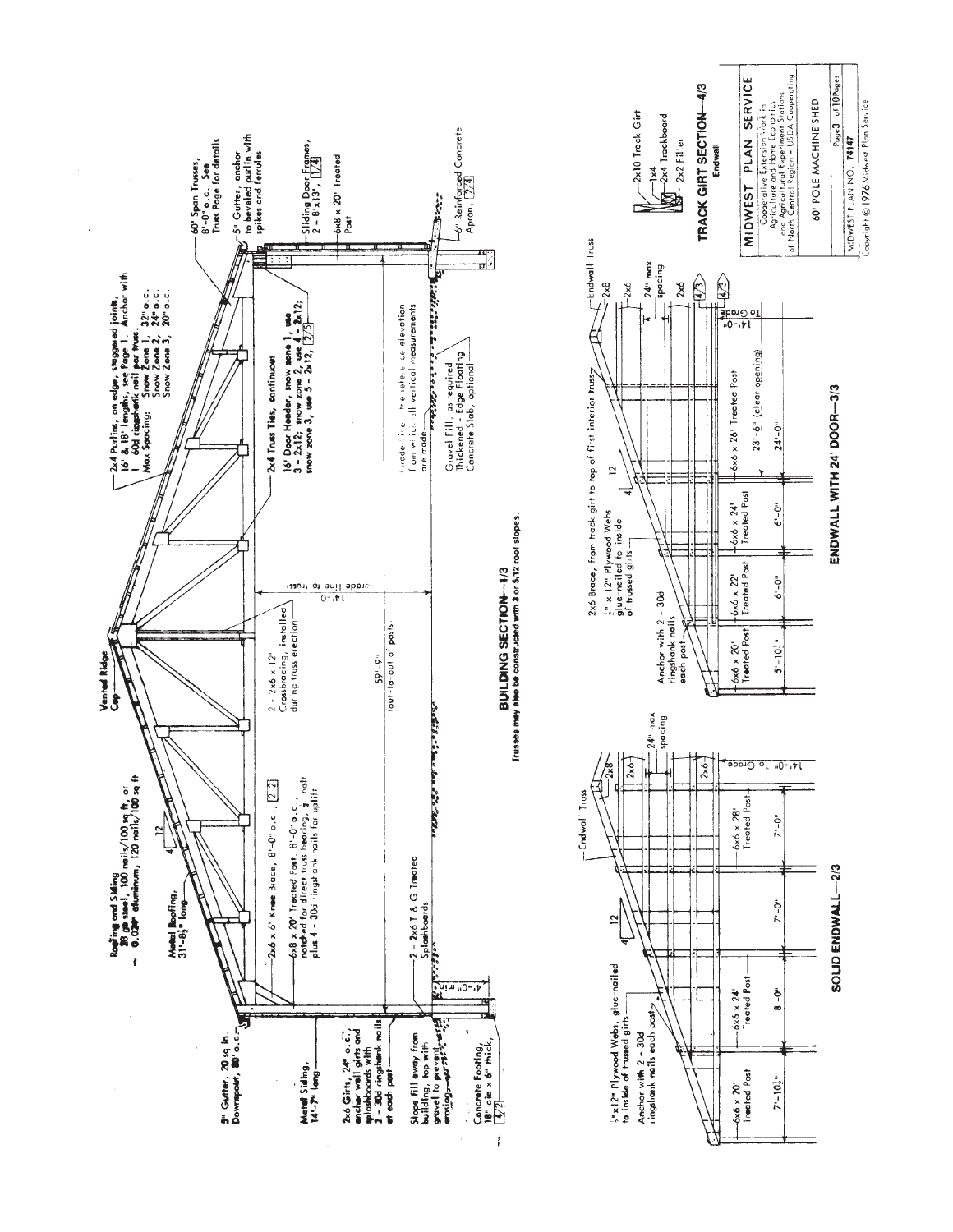## BUILDING SECTION—1/3

Trusses may also be constructed with 3 or 5/12 roof slopes.

- Roofing and Siding: 28 ga steel, 100 nails/100 sq ft, or 0.024" aluminum, 120 nails/100 sq ft
- Metal Roofing, 31'-8½" long
- Vented Ridge Cap
- 2x4 Purlins, on edge, staggered joints, 16' & 18' lengths, see Page 1. Anchor with 1 - 60d ringshank nail per truss. Max Spacing: Snow Zone 1, 32" o.c.; Snow Zone 2, 24" o.c.; Snow Zone 3, 20" o.c.
- 60' Span Trusses, 8'-0" o.c. See Truss Page for details
- 5" Gutter, anchor to beveled purlin with spikes and ferrules
- 5" Gutter, 20 sq in. Downspout, 80' o.c.
- Metal Siding, 14'-7" long
- 2x6 x 6' Knee Brace, 8'-0" o.c., 2/2
- 6x8 x 20' Treated Post, 8'-0" o.c., notched for direct truss bearing, 2 bolt plus 4 - 30d ringshank nails for uplift
- 2x6 Girts, 24" o.c.; anchor wall girts and splashboards with 2 - 30d ringshank nails at each post
- 2 - 2x6 T & G Treated Splashboards
- Slope fill away from building, top with gravel to prevent erosion
- Concrete Footing, 18" dia x 6" thick, 4/2
- 4'-0" min
- 2 - 2x6 x 12' Crossbracing, installed during truss erection
- 14'-0" (grade line to truss)
- 59'-9" (out-to-out of posts)
- 2x4 Truss Ties, continuous
- 16' Door Header, snow zone 1, use 3 - 2x12; snow zone 2, use 4 - 2x12; snow zone 3, use 5 - 2x12, 2/5
- Grade line, the reference elevation from which all vertical measurements are made
- Gravel Fill, as required
- Thickened - Edge Flooring Concrete Slab, optional
- Sliding Door Frames, 2 - 8'x13', 1/4
- 6x8 x 20' Treated Post
- 6" Reinforced Concrete Apron, 2/4

## SOLID ENDWALL—2/3

- ½" x 12" Plywood Webs, glue-nailed to inside of trussed girts
- Anchor with 2 - 30d ringshank nails each post
- Endwall Truss
- 2x8
- 2x6
- 24" max spacing
- 14'-0" To Grade
- 6x6 x 20' Treated Post — 7'-10½"
- 6x6 x 24' Treated Post — 8'-0"
- 7'-0"
- 6x6 x 28' Treated Post — 7'-0"

## ENDWALL WITH 24' DOOR—3/3

- 2x6 Brace, from track girt to top of first interior truss
- ½" x 12" Plywood Webs glue-nailed to inside of trussed girts
- Anchor with 2 - 30d ringshank nails each post
- Endwall Truss
- 2x8
- 2x6
- 24" max spacing
- 4/3
- 14'-0" To Grade
- 6x6 x 20' Treated Post — 5'-10½"
- 6x6 x 22' Treated Post — 6'-0"
- 6x6 x 24' Treated Post — 6'-0"
- 6x6 x 26' Treated Post
- 23'-6" (clear opening)
- 24'-0"

## TRACK GIRT SECTION—4/3

Endwall

- 2x10 Track Girt
- 1x4
- 2x4 Trackboard
- 2x2 Filler

| MIDWEST PLAN SERVICE |
|---|
| Cooperative Extension Work in Agriculture and Home Economics, and Agricultural Experiment Stations of North Central Region - USDA Cooperating |
| 60' POLE MACHINE SHED |
| Page 3 of 10 Pages |
| MIDWEST PLAN NO. 74147 |

Copyright © 1976 Midwest Plan Service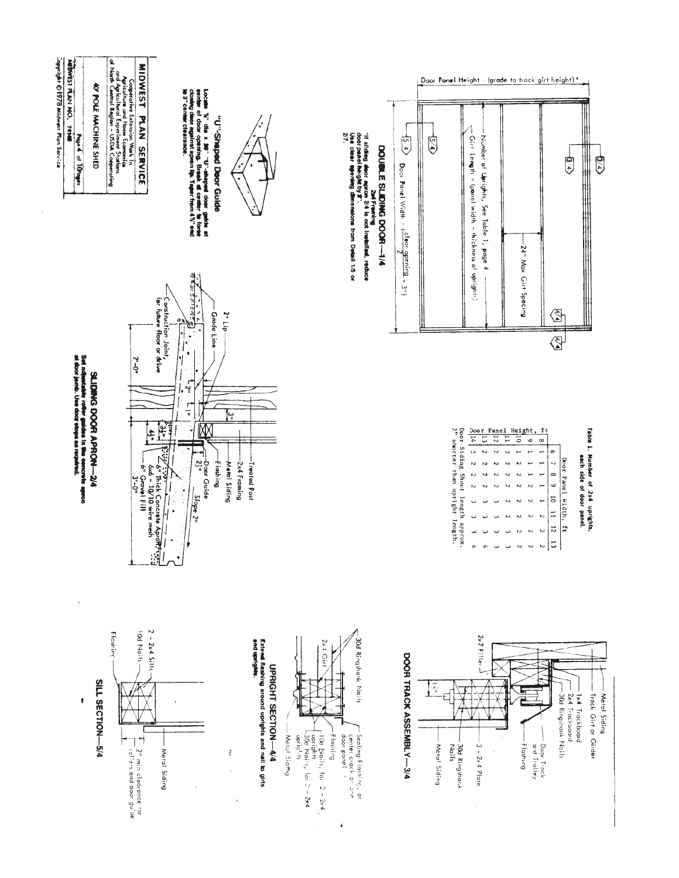## DOUBLE SLIDING DOOR—1/4

**2x4 Framing**

*If sliding door apron 2/4 is not installed, reduce door panel height by 2".

Use clear opening dimensions from Detail 1/5 or 2/7.

Door Panel Height = (grade to track girt height)*

Door Panel Width = (clear opening/2 + 3")

24" Max Girt Spacing

Number of Uprights, See Table 1, page 4

Girt Length = (panel width - thickness of uprights)

**Table 1. Number of 2x4 uprights, each side of door panel.**

| Door Panel Height, ft | Door Panel Width, ft | | | | | | | |
|---|---|---|---|---|---|---|---|---|
| | 6 | 7 | 8 | 9 | 10 | 11 | 12 | 13 |
| 8 | 1 | 1 | 1 | 1 | 1 | 2 | 2 | 2 |
| 9 | 1 | 1 | 1 | 1 | 2 | 2 | 2 | 2 |
| 10 | 1 | 1 | 1 | 2 | 2 | 2 | 2 | 2 |
| 11 | 1 | 2 | 2 | 2 | 2 | 2 | 2 | 2 |
| 12 | 2 | 2 | 2 | 2 | 2 | 2 | 2 | 3 |
| 13 | 2 | 2 | 2 | 2 | 3 | 3 | 3 | 3 |
| 14 | 2 | 2 | 2 | 3 | 3 | 3 | 4 | 4 |

Door Siding Sheet length approx. 2" shorter than upright length.

## "U"-Shaped Door Guide

Locate ½" dia x 20" "U"-shaped door guide at center of door opening. Break at center to force closing door against apron lip. Taper from 4½" end to 3" center clearance.

## SLIDING DOOR APRON—2/4

Set adjustable roller guides in the concrete apron at door jamb. Use door stops as required.

2" Lip; Grade Line; Construction Joint, for future floor or drive; 2'-0"; 2"; 1"; 3"; 4½"; 3½"; 2½"; 3'-0"; Treated Post; 2x4 Framing; Metal Siding; Flashing; Door Guide; Slope 2"; 6" Thick Concrete Apron; 6x6 - 10/10 wire mesh; 6" Gravel Fill

## DOOR TRACK ASSEMBLY—3/4

Metal Siding; Track Girt or Girder; 1x4 Trackboard; 2x4 Trackboard; 30d Ringshank Nails; Door Track and Trolley; Flashing; 2x2 Filler; 1½"; 3 - 2x4 Plate; 30d Ringshank Nails; Metal Siding

## UPRIGHT SECTION—4/4

Extend flashing around uprights and nail to girts and uprights.

30d Ringshank Nails; 2x4 Girt; Sealing Flashing at center crack of one door panel; Flashing; 10d Nails, for 2 - 2x4 uprights; 30d Nails, for 3 - 2x4 uprights; Metal Siding

## SILL SECTION—5/4

2 - 2x4 Sills; 10d Nails; Flashing; Metal Siding; 2" min clearance for rollers and door guide

**MIDWEST PLAN SERVICE**

Cooperative Extension Work in Agriculture and Home Economics and Agricultural Experiment Stations of North Central Region - USDA Cooperating

40' POLE MACHINE SHED

MIDWEST PLAN NO. 74148 — Page 4 of 10 pages

Copyright © 1978 Midwest Plan Service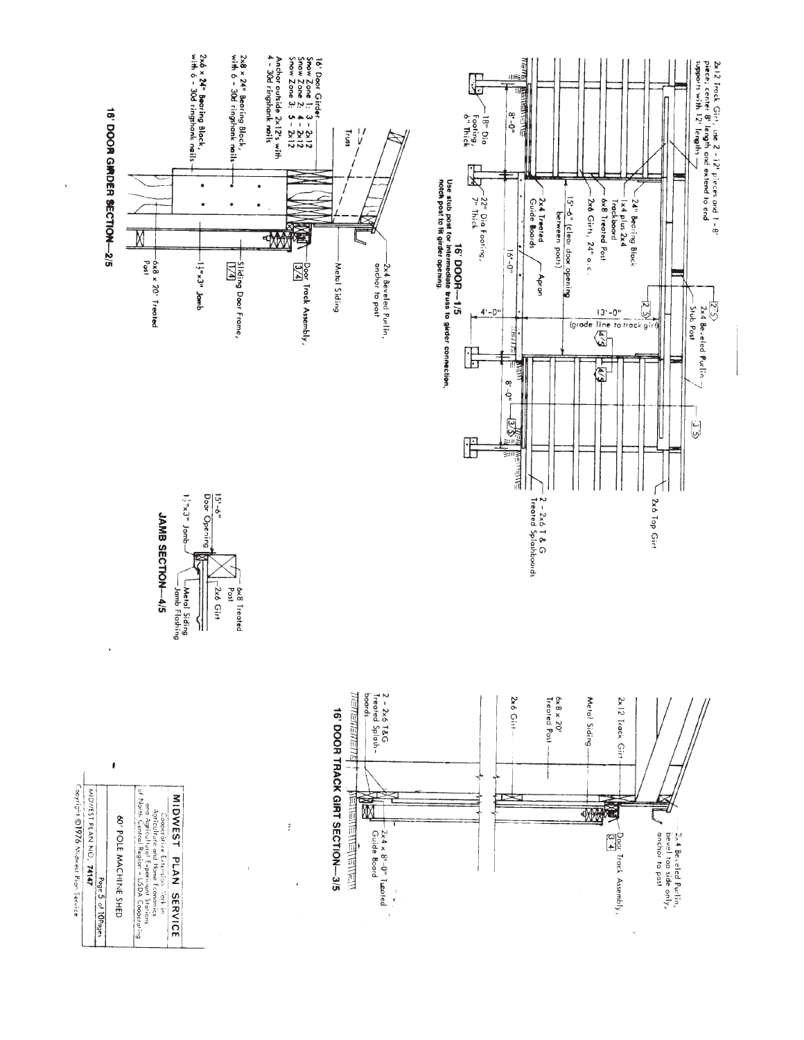## 16' DOOR—1/5

2x12 Track Girt, use 2 - 12' pieces and 1 - 8' piece; center 8' length and extend to end supports with 12' lengths

24" Bearing Block

1x4 plus 2x4 Trackboard

6x8 Treated Post

2x6 Girts, 24" o.c.

15'-6" (clear door opening between posts)

2x4 Treated Guide Boards

Apron

18" Dia Footing, 6" Thick

22" Dia Footing, 7" Thick

8'-0"

16'-0"

4'-0"

13'-0" (grade line to track girt)

2x4 Beveled Purlin

Stub Post

2x6 Top Girt

2 - 2x6 T & G Treated Splashboards

**Use stub post for intermediate truss to girder connection, notch post to fit girder opening.**

## 16' DOOR GIRDER SECTION—2/5

16' Door Girder
Snow Zone 1: 3 - 2x12
Snow Zone 2: 4 - 2x12
Snow Zone 3: 5 - 2x12
Anchor outside 2x12's with 4 - 30d ringshank nails

Truss

2x4 Beveled Purlin, anchor to post

Metal Siding

Door Track Assembly, 3/4

Sliding Door Frame, 1/4

2x8 x 24" Bearing Block, with 6 - 30d ringshank nails

2x6 x 24" Bearing Block, with 6 - 30d ringshank nails

1½"x3" Jamb

6x8 x 20' Treated Post

## 16' DOOR TRACK GIRT SECTION—3/5

2x4 Beveled Purlin, bevel top side only, anchor to post

Door Track Assembly, 3/4

2x12 Track Girt

Metal Siding

6x8 x 20' Treated Post

2x6 Girt

2 - 2x6 T&G Treated Splashboards

2x4 x 8'-0" Treated Guide Board

## JAMB SECTION—4/5

15'-6" Door Opening

1½"x3" Jamb

6x8 Treated Post

2x6 Girt

Metal Siding

Jamb Flashing

**MIDWEST PLAN SERVICE**
Cooperative Extension Work in Agriculture and Home Economics and Agricultural Experiment Stations of North Central Region - USDA Cooperating

60' POLE MACHINE SHED

MIDWEST PLAN NO. 74147

Copyright ©1976 Midwest Plan Service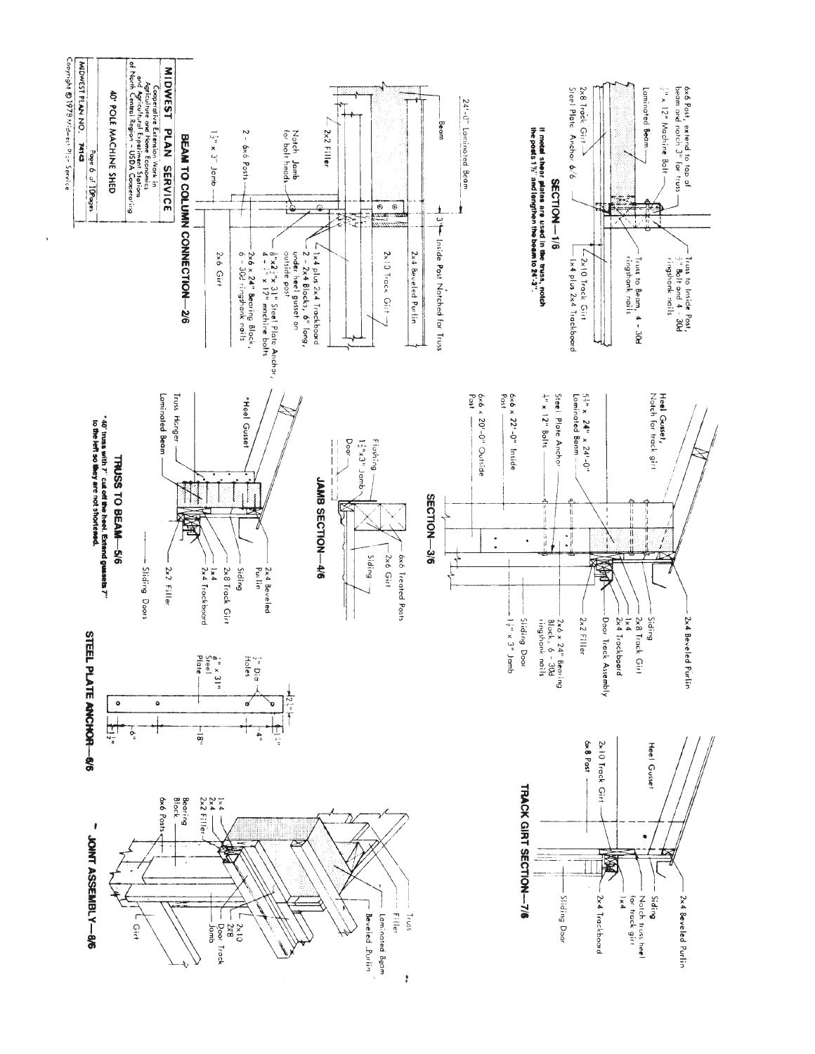## SECTION—1/6

If metal shear plates are used in the truss, notch the posts 1½" and lengthen the beam to 24'-3".

6x6 Post, extend to top of beam and notch 3" for truss

½" x 12" Machine Bolt

Laminated Beam

2x8 Track Girt

Steel Plate Anchor 6/6

Truss to Inside Post, ½" Bolt and 4 - 30d ringshank nails

Truss to Beam, 4 - 30d ringshank nails

2x10 Track Girt

1x4 plus 2x4 Trackboard

## BEAM TO COLUMN CONNECTION—2/6

24'-0" Laminated Beam

Beam

3½" Inside Post Notched for Truss

2x4 Beveled Purlin

2x10 Track Girt

2x2 Filler

1x4 plus 2x4 Trackboard

2 - 2x4 Blocks, 6" long, under heel gusset on outside post

⅜"x2½"x31" Steel Plate Anchor, 4 - ½" x 12" machine bolts

Notch Jamb for bolt heads

2 - 6x6 Posts

2x6 x 24" Bearing Block, 6 - 30d ringshank nails

1½" x 3" Jamb

2x6 Girt

## SECTION—3/6

Heel Gusset, Notch for track girt

5⅛" x 24" x 24'-0" Laminated Beam

Steel Plate Anchor ½" x 12" Bolts

6x6 x 22'-0" Inside Post

6x6 x 20'-0" Outside Post

2x4 Beveled Purlin

Siding

2x8 Track Girt

1x4

2x4 Trackboard

Door Track Assembly

2x2 Filler

2x6 x 24" Bearing Block, 6 - 30d ringshank nails

Sliding Door

1½" x 3" Jamb

## JAMB SECTION—4/6

Flushing

1½"x3" Jamb

Door

6x6 Treated Posts

2x6 Girt

Siding

## TRUSS TO BEAM—5/6

*Heel Gusset

Truss Hanger

Laminated Beam

2x4 Beveled Purlin

Siding

2x8 Track Girt

1x4

2x4 Trackboard

2x2 Filler

Sliding Doors

*40' truss with 7" cut off the heel. Extend gussets 7" to the left so they are not shortened.

## TRACK GIRT SECTION—7/6

Heel Gusset

2x10 Track Girt

6x8 Post

2x4 Beveled Purlin

Siding

Notch truss heel for track girt

1x4

2x4 Trackboard

Sliding Door

## STEEL PLATE ANCHOR—6/6

½" Dia Holes

⅜" x 31" Steel Plate

2½"

1½"

4"

18"

6"

1½"

## JOINT ASSEMBLY—8/6

Truss

Filler

Laminated Beam

Beveled Purlin

1x4

2x4

2x2 Filler

Bearing Block

6x6 Posts

2x10

2x8

Door Track

Jamb

Girt

---

**MIDWEST PLAN SERVICE**

Cooperative Extension Work in Agriculture and Home Economics and Agricultural Experiment Stations of North Central Region - USDA Cooperating

40' POLE MACHINE SHED

MIDWEST PLAN NO. 74143

Copyright © 1979 Midwest Plan Service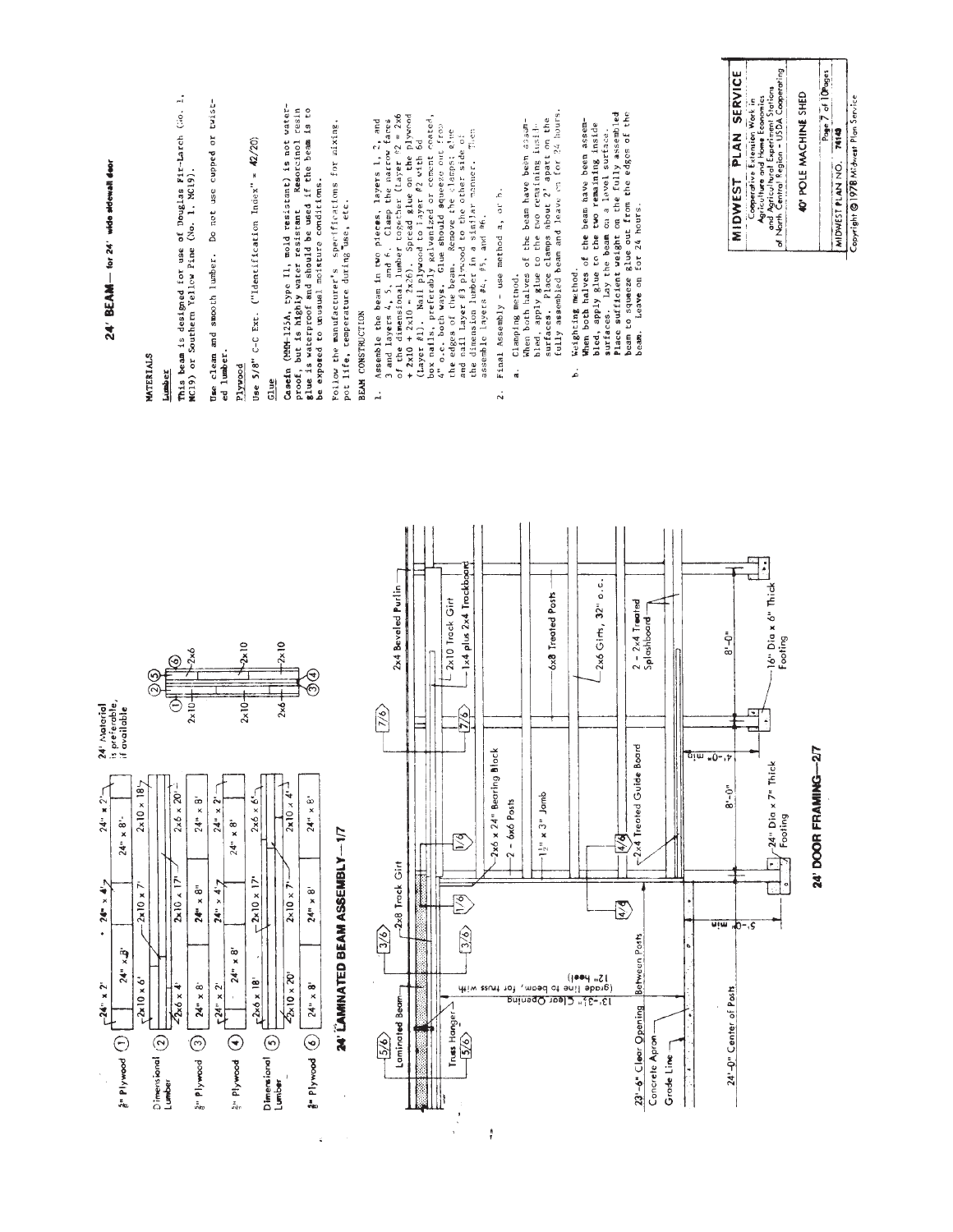## 24' BEAM — for 24' wide sidewall door

### MATERIALS

**Lumber**

This beam is designed for use of Douglas Fir-Larch (No. 1, MC19) or Southern Yellow Pine (No. 1, MC19).

Use clean and smooth lumber. Do not use cupped or twisted lumber.

**Plywood**

Use 5/8" C-C Ext. ("Identification Index" = 42/20)

**Glue**

Casein (MMM-125A, type II, mold resistant) is not waterproof, but is highly water resistant. Resorcinol resin glue is waterproof and should be used if the beam is to be exposed to unusual moisture conditions.

Follow the manufacturer's specifications for mixing, pot life, temperature during use, etc.

### BEAM CONSTRUCTION

1. Assemble the beam in two pieces, layers 1, 2, and 3 and layers 4, 5, and 6. Clamp the narrow faces of the dimensional lumber together (Layer #2 = 2x6 + 2x10 + 2x10 - 2x26). Spread glue on the plywood (Layer #1). Nail plywood to layer #2 with 6d box nails, preferably galvanized or cement coated, 4" o.c. both ways. Glue should squeeze out from the edges of the beam. Remove the clamps; glue and nail Layer #3 plywood to the other side of the dimension lumber in a similar manner. Then assemble layers #4, #5, and #6.

2. Final Assembly - use method a, or b.

   a. Clamping method.
   When both halves of the beam have been assembled, apply glue to the two remaining inside surfaces. Place clamps about 2' apart on the fully assembled beam and leave on for 24 hours.

   b. Weighting method.
   When both halves of the beam have been assembled, apply glue to the two remaining inside surfaces. Lay the beam on a level surface. Place sufficient weight on the fully assembled beam to squeeze glue out from the edges of the beam. Leave on for 24 hours.

## 24' LAMINATED BEAM ASSEMBLY — 1/7

24' Material is preferable, if available

| Layer | Material | Pieces |
|---|---|---|
| ① | 5/8" Plywood | 24" x 2', 24" x 8', 24" x 4', 24" x 8', 24" x 2' |
| ② | Dimensional Lumber | 2x10 x 6', 2x10 x 7', 2x10 x 18'; 2x6 x 4', 2x10 x 17', 2x6 x 20' |
| ③ | 5/8" Plywood | 24" x 8', 24" x 8', 24" x 8' |
| ④ | 5/8" Plywood | 24" x 2', 24" x 8', 24" x 4', 24" x 8', 24" x 2' |
| ⑤ | Dimensional Lumber | 2x6 x 18', 2x10 x 17', 2x6 x 6'; 2x10 x 20', 2x10 x 7', 2x10 x 4' |
| ⑥ | 5/8" Plywood | 24" x 8', 24" x 8', 24" x 8' |

Section: ① ② ⑤ ⑥; 2x10, 2x6; 2x10, 2x10; 2x6, 2x10; ③ ④

## 24' DOOR FRAMING — 2/7

Labels: 5/6; Laminated Beam; 3/6; 2x8 Track Girt; 3/6; 1/6; 1/6; 7/6; 2x4 Beveled Purlin; 7/6; Truss Hanger; 5/6; 2x10 Track Girt; 1x4 plus 2x4 Trackboard; 13'-3½" Clear Opening (grade line to beam, for truss with 12" heel); 2x6 x 24" Bearing Block; 2 - 6x6 Posts; 1½" x 3" Jamb; 6x8 Treated Posts; 2x6 Girts, 32" o.c.; 4/6; 4/6; 2x4 Treated Guide Board; 2 - 2x4 Treated Splashboard; 23'-6" Clear Opening Between Posts; Concrete Apron; Grade Line; 24'-0" Center of Posts; 5'-0" min; 4'-0" min; 8'-0"; 8'-0"; 24" Dia x 7" Thick Footing; 16" Dia x 6" Thick Footing

**MIDWEST PLAN SERVICE**
Cooperative Extension Work in Agriculture and Home Economics and Agricultural Experiment Stations of North Central Region - USDA Cooperating

40' POLE MACHINE SHED

MIDWEST PLAN NO. 74149

Copyright © 1978 Midwest Plan Service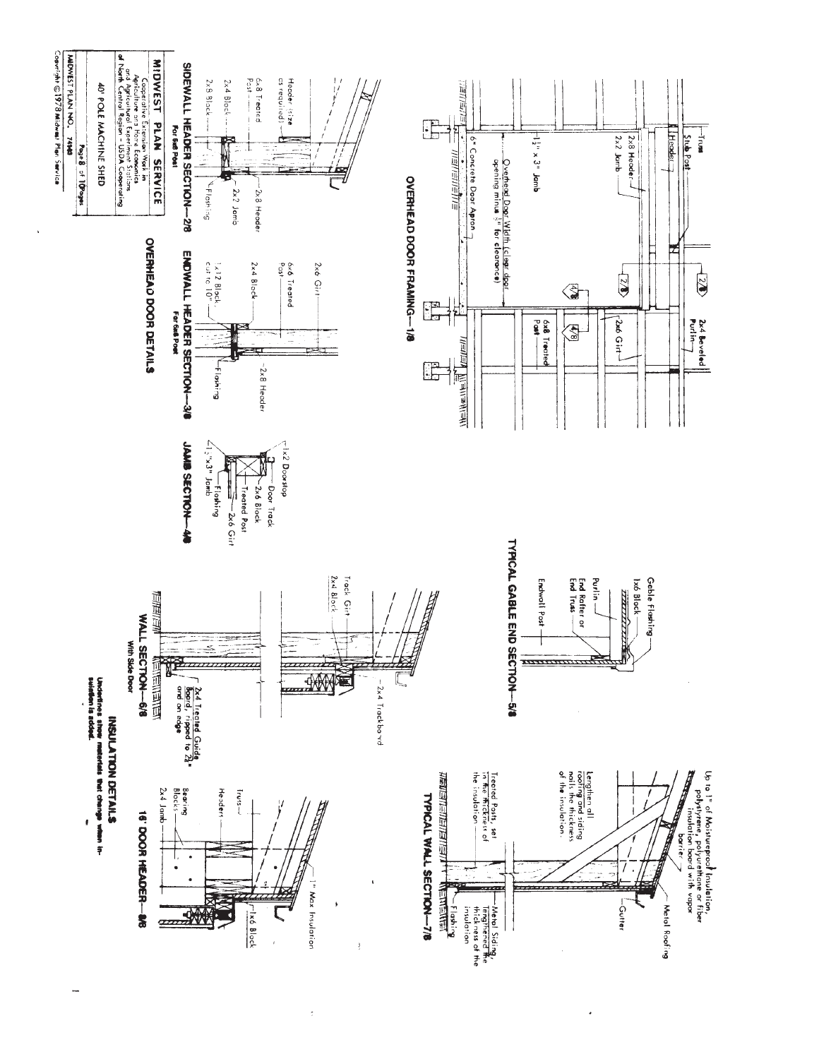## OVERHEAD DOOR FRAMING—1/8

Truss

Stub Post

Header

2x8 Header

2x2 Jamb

1½" x 3" Jamb

Overhead Door Width (clear door opening minus ½" for clearance)

6" Concrete Door Apron

2x4 Beveled Purlin

2x6 Girt

6x8 Treated Post

## SIDEWALL HEADER SECTION—2/8

For 6x8 Post

Header (size as required)

6x8 Treated Post

2x4 Block

2x8 Block

2x8 Header

2x2 Jamb

Flashing

## ENDWALL HEADER SECTION—3/8

For 6x6 Post

2x6 Girt

6x6 Treated Post

2x4 Block

1x12 Block, cut to 10"

Flashing

2x8 Header

## JAMB SECTION—4/8

1x2 Doorstop

Door Track

2x6 Block

Treated Post

2x6 Girt

1½"x3" Jamb

Flashing

## OVERHEAD DOOR DETAILS

## TYPICAL GABLE END SECTION—5/8

Gable Flashing

1x6 Block

Purlin

End Rafter or End Truss

Endwall Post

## WALL SECTION—6/8

With Side Door

Track Girt

2x4 Block

2x4 Trackboard

2x4 Treated Guide Board, ripped to 2½" and on edge

## TYPICAL WALL SECTION—7/8

Up to 1" of Moistureproof Insulation, polystyrene, polyurethane or fiber insulation board with vapor barrier

Metal Roofing

Gutter

Lengthen all roofing and siding nails the thickness of the insulation.

Treated Posts set in the thickness of the insulation

Metal Siding, lengthened the thickness of the insulation

Flashing

## 16' DOOR HEADER—8/8

Truss

Headers

Bearing Blocks

2x4 Jamb

1" Max Insulation

1x6 Block

## INSULATION DETAILS

Underlines show materials that change when insulation is added.

**MIDWEST PLAN SERVICE**

Cooperative Extension Work in Agriculture and Home Economics and Agricultural Experiment Stations of North Central Region - USDA Cooperating

40' POLE MACHINE SHED

MIDWEST PLAN NO. 74143 | Page 8 of 10 Pages

Copyright © 1978 Midwest Plan Service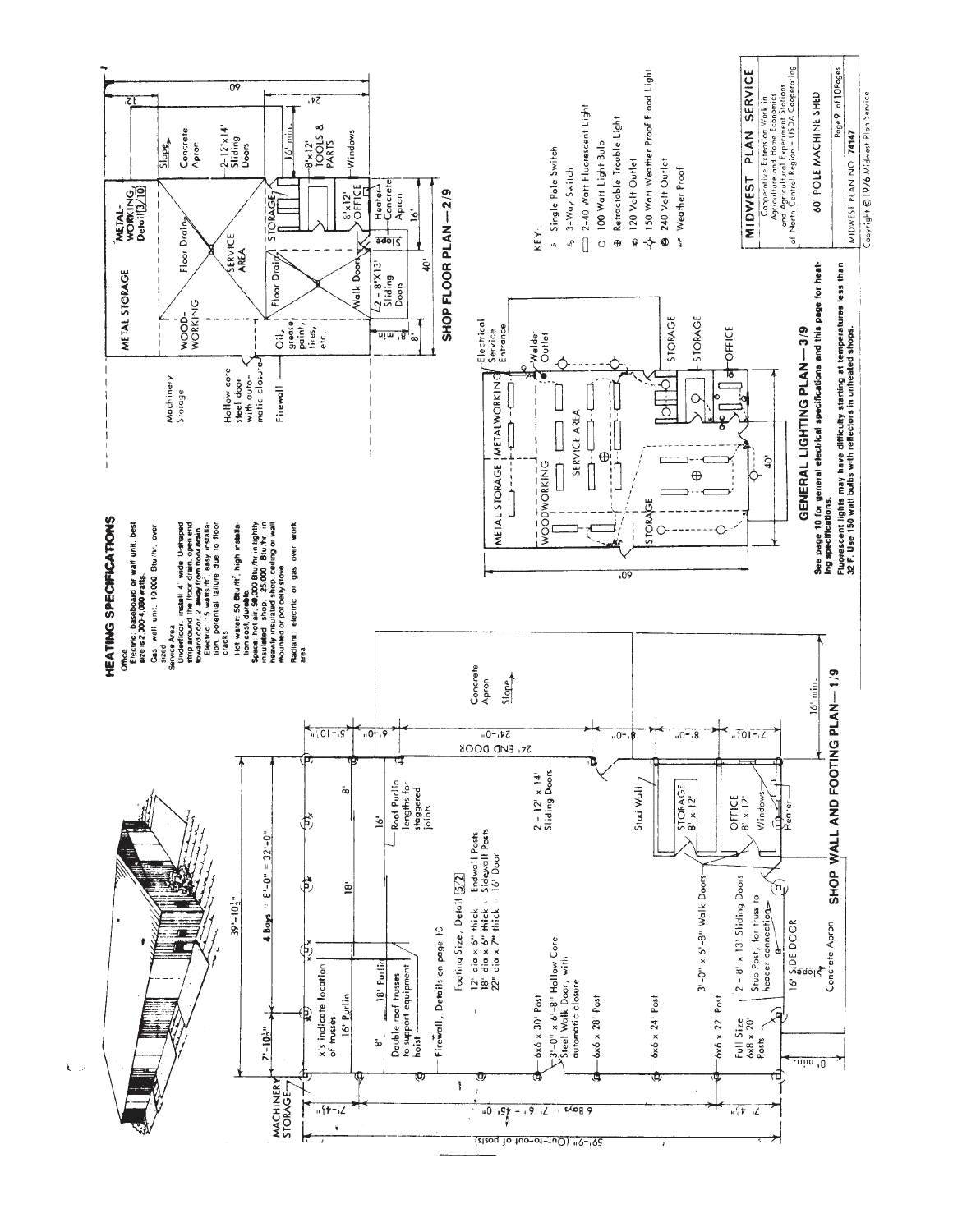## HEATING SPECIFICATIONS

Office
- Electric: baseboard or wall unit, best size is 2,000-4,000 watts.
- Gas wall unit, 10,000 Btu/hr, oversized

Service Area
- Underfloor: install 4' wide U-shaped strip around the floor drain, open end toward door, 2' away from floor drain.
  - Electric: 15 watts/ft², easy installation, potential failure due to floor cracks
  - Hot water: 50 Btu/ft², high installation cost, durable.
- Space: hot air, 50,000 Btu/hr, in tightly insulated shop. 25,000 Btu/hr in heavily insulated shop, ceiling or wall mounted or pot belly stove
- Radiant: electric or gas over work area.

## SHOP WALL AND FOOTING PLAN—1/9

- MACHINERY STORAGE
- 59'-9" (Out-to-out of posts)
- 6 Bays @ 7'-6" = 45'-0"
- 7'-4½"
- 39'-10½"
- 7'-10½"
- 4 Bays @ 8'-0" = 32'-0"
- x's indicate location of trusses
- 16' Purlin
- 18' Purlin
- 8'
- 18'
- 16'
- 8'
- Double roof trusses to support equipment hoist
- Roof Purlin lengths for staggered joints
- Firewall, Details on page 10
- Footing Size, Detail 5/2
  - 12" dia x 6" thick : Endwall Posts
  - 18" dia x 6" thick : Sidewall Posts
  - 22" dia x 7" thick : 16' Door
- 6x6 x 30' Post
- 3'-0" x 6'-8" Hollow Core Steel Walk Door, with automatic closure
- 6x6 x 28' Post
- 6x6 x 24' Post
- 6x6 x 22' Post
- Full Size 6x8 x 20' Posts
- 3'-0" x 6'-8" Walk Doors
- 2 - 8' x 13' Sliding Doors
- Stub Post, for truss to header connection
- 16' SIDE DOOR
- Concrete Apron
- Slope
- 8' min.
- 2 - 12' x 14' Sliding Doors
- Stud Wall
- STORAGE 8' x 12'
- OFFICE 8' x 12'
- Windows
- Heater
- 24' END DOOR
- 5'-10½"
- 6'-0"
- 24'-0"
- 8'-0"
- 8'-0"
- 7'-10½"
- Concrete Apron
- Slope
- 16' min.

## GENERAL LIGHTING PLAN—3/9

- Electrical Service Entrance
- Welder Outlet
- METAL STORAGE
- METALWORKING
- WOODWORKING
- SERVICE AREA
- STORAGE
- STORAGE
- STORAGE
- OFFICE
- 60'
- 40'

**See page 10 for general electrical specifications and this page for heating specifications.**

**Fluorescent lights may have difficulty starting at temperatures less than 32 F. Use 150 watt bulbs with reflectors in unheated shops.**

KEY:
- S Single Pole Switch
- $S_3$ 3-Way Switch
- 2-40 Watt Fluorescent Light
- 100 Watt Light Bulb
- Retractable Trouble Light
- 120 Volt Outlet
- 150 Watt Weather Proof Flood Light
- 240 Volt Outlet
- WP Weather Proof

## SHOP FLOOR PLAN—2/9

- Machinery Storage
- Hollow core steel door with automatic closure
- Firewall
- METAL STORAGE
- METAL-WORKING, Detail 3/10
- WOOD-WORKING
- Floor Drain
- SERVICE AREA
- Floor Drain
- Oil, grease, paint, tires, etc.
- Walk Door
- 2 - 8'X13' Sliding Doors
- STORAGE
- 8'x12' TOOLS & PARTS
- 6'x12' OFFICE
- Heater
- Concrete Apron
- Slope
- 8' min.
- 8'
- 40'
- 16'
- 16' min.
- 12'
- 24'
- 60'
- Slope
- Concrete Apron
- 2-12'x14' Sliding Doors
- Windows

**MIDWEST PLAN SERVICE**

Cooperative Extension Work in Agriculture and Home Economics and Agricultural Experiment Stations of North Central Region - USDA Cooperating

60' POLE MACHINE SHED

MIDWEST PLAN NO. 74147

Copyright © 1976 Midwest Plan Service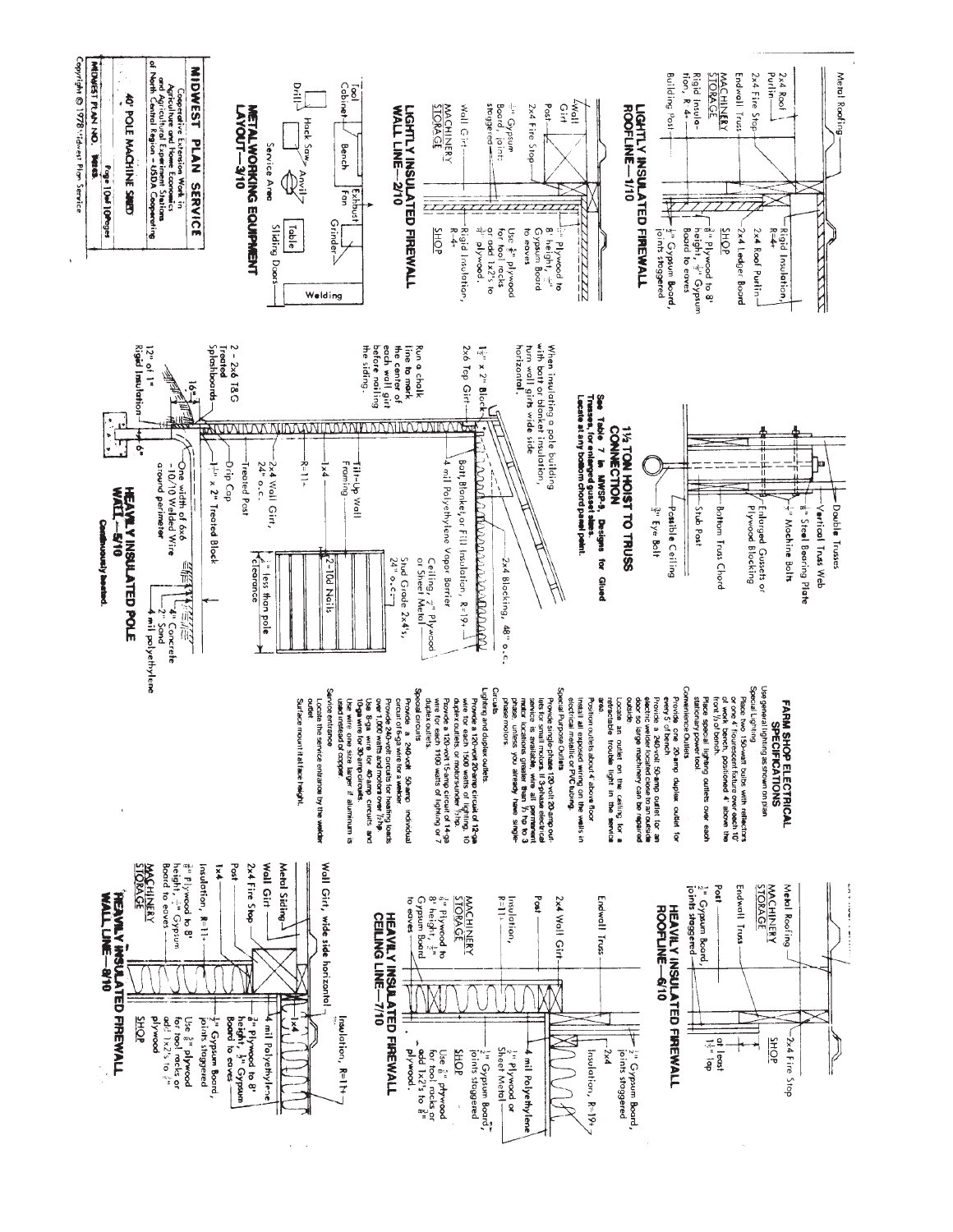# LIGHTLY INSULATED ROOFLINE—1/10

Metal Roofing
2x4 Roof Purlin
2x4 Fire Stop
Endwall Truss
MACHINERY STORAGE
Rigid Insulation, R-4+
Building Post
Rigid Insulation, R-4+
2x4 Roof Purlin
2x4 Ledger Board
SHOP
3/8" Plywood to 8' height, 1/2" Gypsum Board to eaves
1/2" Gypsum Board, joints staggered

# LIGHTLY INSULATED FIREWALL WALL LINE—2/10

Wall Girt
Post
2x4 Fire Stop
1/2" Gypsum Board, joints staggered
Wall Girt
MACHINERY STORAGE
3/8" Plywood to 8' height, 1/2" Gypsum Board to eaves
Use 3/8" plywood for tool racks or add 1x2's to 3/8" plywood.
Rigid Insulation, R-4+
SHOP

# METALWORKING EQUIPMENT LAYOUT—3/10

Tool Cabinet
Bench
Exhaust Fan
Grinder
Drill
Hack Saw
Anvil
Table
Service Area
Sliding Doors
Welding

**MIDWEST PLAN SERVICE**

Cooperative Extension Work in Agriculture and Home Economics and Agricultural Experiment Stations of North Central Region – USDA Cooperating

40' POLE MACHINE SHED

MIDWEST PLAN NO. 74003

Page 10 of 10 Pages

Copyright © 1978 Midwest Plan Service

# 1½ TON HOIST TO TRUSS CONNECTION

See Table 7 in MWPS-9, Designs for Glued Trusses, for enlarged gusset sizes. Locate at any bottom chord panel point.

Double Trusses
Vertical Truss Web
3/8" Steel Bearing Plate
1/2" Machine Bolts
Enlarged Gussets or Plywood Blocking
Bottom Truss Chord
Stub Post
Possible Ceiling
3/4" Eye Bolt

# HEAVILY INSULATED POLE WALL—5/10

Continuously heated.

When insulating a pole building with batt or blanket insulation, turn wall girts wide side horizontal.

Run a chalk line to mark the center of each wall girt before nailing the siding.

1 1/2" x 2" Block
2x6 Top Girt
Batt, Blanket, or Fill Insulation, R-19
4 mil Polyethylene Vapor Barrier
2x4 Blocking, 48" o.c.
Ceiling, 1/2" Plywood or Sheet Metal
Stud Grade 2x4's, 24" o.c.
Tilt-Up Wall Framing
1x4
R-11+
2x4 Wall Girt, 24" o.c.
Treated Post
Drip Cap
1 1/2" x 2" Treated Block
2 - 2x6 T&G Treated Splashboards
16"
One width of 6x6 - 10/10 Welded Wire around perimeter
12" of 1" Rigid Insulation
6"
4" Concrete
2" Sand
4 mil polyethylene
2-10d Nails
1/2" Clearance
1/4" less than pole

# FARM SHOP ELECTRICAL SPECIFICATIONS

Use general lighting as shown on plan

**Special Lighting**

Place two 150-watt bulbs with reflectors or one 4' fluorescent fixture over each 10' of work bench, positioned 4' above the front 1/3 of bench.

Place special lighting outlets over each stationary power tool.

**Convenience Outlets**

Provide one 20-amp duplex outlet for every 5' of bench.

Provide a 240-volt 50-amp outlet for an electric welder located close to an outside door so large machinery can be repaired outside.

Locate an outlet on the ceiling for a retractable trouble light in the service area.

Position outlets about 4' above floor.

Install all exposed wiring on the walls in electrical metallic or PVC tubing.

**Special Purpose Outlets**

Provide single-phase 120-volt 20-amp outlets for small motors. If 3-phase electrical service is available, wire all permanent motor locations greater than 1/2 hp to 3 phase, unless you already have single-phase motors.

**Circuits**

Lighting and duplex outlets.

Provide a 120-volt 20-amp circuit of 12-ga wire for each 1500 watts of lighting, 10 duplex outlets, or a motor under 1/2 hp.

Provide a 120-volt 15-amp circuit of 14-ga wire for each 1100 watts of lighting or 7 duplex outlets.

Special circuits

Provide a 240-volt 50-amp individual circuit of 6-ga wire for a welder.

Provide 240-volt circuits for heating loads over 1,000 watts and motors over 1/2 hp.

Use 8-ga wire for 40-amp circuits and 10-ga wire for 30-amp circuits.

Use wire one size larger if aluminum is used instead of copper.

Service entrance

Locate the service entrance by the welder outlet.

Surface mount it at face height.

# HEAVILY INSULATED FIREWALL ROOFLINE—6/10

Metal Roofing
MACHINERY STORAGE
Endwall Truss
Post
1/2" Gypsum Board, joints staggered
SHOP
2x4 Fire Stop
at least 1 1/2" lap

# HEAVILY INSULATED FIREWALL CEILING LINE—7/10

Endwall Truss
Post
2x4 Wall Girt
Insulation, R-11+
MACHINERY STORAGE
3/8" Plywood to 8' height, 1/2" Gypsum Board to eaves
1/2" Gypsum Board, joints staggered
2x4
Insulation, R-19+
4 mil Polyethylene
1/2" Plywood or Sheet Metal
1/2" Gypsum Board, joints staggered
SHOP
Use 3/8" plywood for tool racks or add 1x2's to 3/8" plywood.

# HEAVILY INSULATED FIREWALL WALL LINE—8/10

Wall Girt, wide side horizontal
Metal Siding
Wall Girt
2x4 Fire Stop
Post
1x4
Insulation, R-11+
3/8" Plywood to 8' height, 1/2" Gypsum Board to eaves
MACHINERY STORAGE
Insulation, R-11+
1x4
4 mil Polyethylene
3/8" Plywood to 8' height, 1/2" Gypsum Board to eaves
1/2" Gypsum Board, joints staggered
Use 3/8" plywood for tool racks or add 1x2's to 3/8" plywood
SHOP